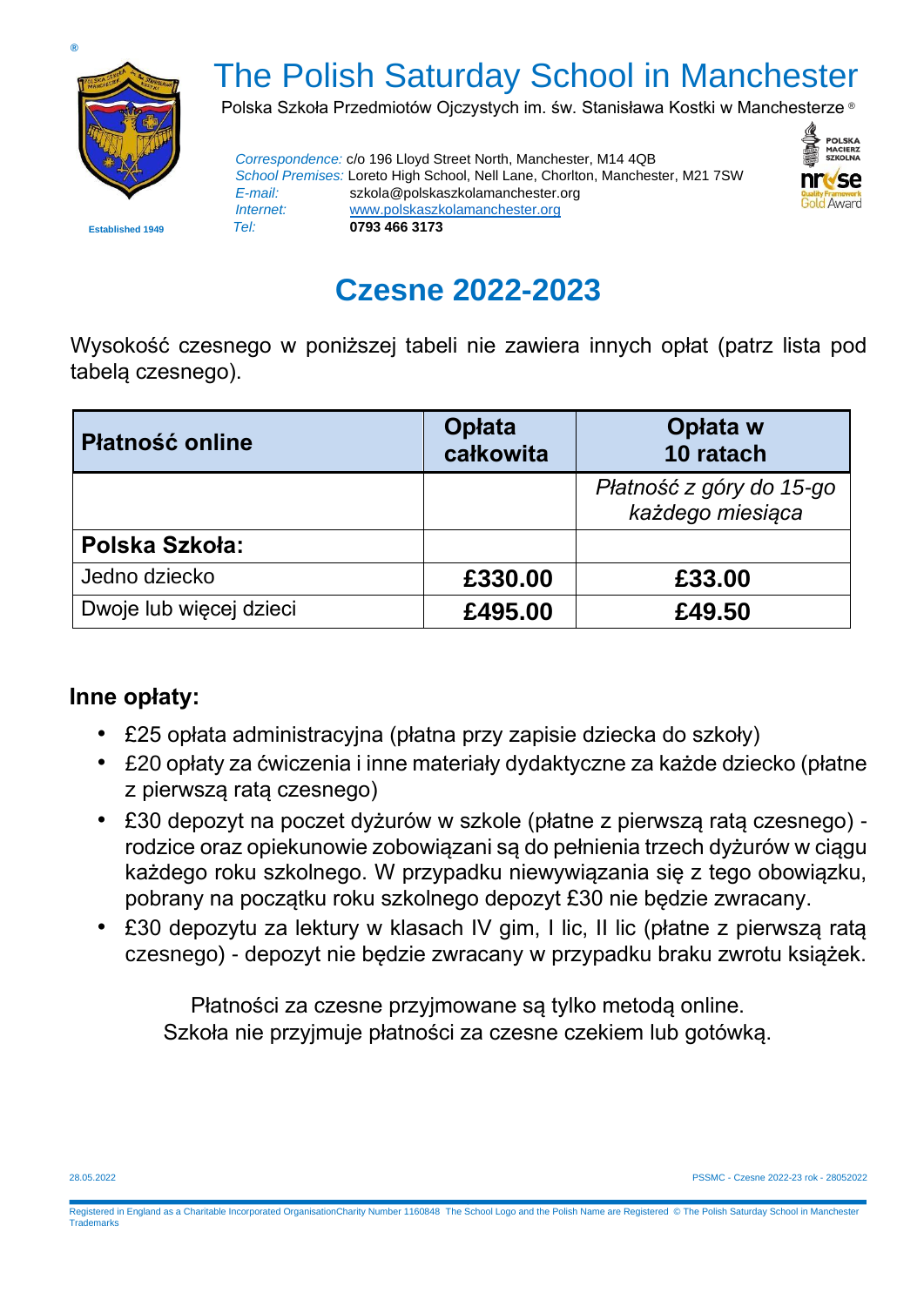®

# The Polish Saturday School in Manchester

Polska Szkoła Przedmiotów Ojczystych im. św. Stanisława Kostki w Manchesterze ®

Established 1949

*Correspondence:* c/o 196 Lloyd Street North, Manchester, M14 4QB
*School Premises:* Loreto High School, Nell Lane, Chorlton, Manchester, M21 7SW
*E-mail:* szkola@polskaszkolamanchester.org
*Internet:* www.polskaszkolamanchester.org
*Tel:* **0793 466 3173**

## Czesne 2022-2023

Wysokość czesnego w poniższej tabeli nie zawiera innych opłat (patrz lista pod tabelą czesnego).

| **Płatność online** | **Opłata całkowita** | **Opłata w 10 ratach** |
|---|---|---|
| | | *Płatność z góry do 15-go każdego miesiąca* |
| **Polska Szkoła:** | | |
| Jedno dziecko | **£330.00** | **£33.00** |
| Dwoje lub więcej dzieci | **£495.00** | **£49.50** |

### Inne opłaty:

- £25 opłata administracyjna (płatna przy zapisie dziecka do szkoły)
- £20 opłaty za ćwiczenia i inne materiały dydaktyczne za każde dziecko (płatne z pierwszą ratą czesnego)
- £30 depozyt na poczet dyżurów w szkole (płatne z pierwszą ratą czesnego) - rodzice oraz opiekunowie zobowiązani są do pełnienia trzech dyżurów w ciągu każdego roku szkolnego. W przypadku niewywiązania się z tego obowiązku, pobrany na początku roku szkolnego depozyt £30 nie będzie zwracany.
- £30 depozytu za lektury w klasach IV gim, I lic, II lic (płatne z pierwszą ratą czesnego) - depozyt nie będzie zwracany w przypadku braku zwrotu książek.

Płatności za czesne przyjmowane są tylko metodą online.
Szkoła nie przyjmuje płatności za czesne czekiem lub gotówką.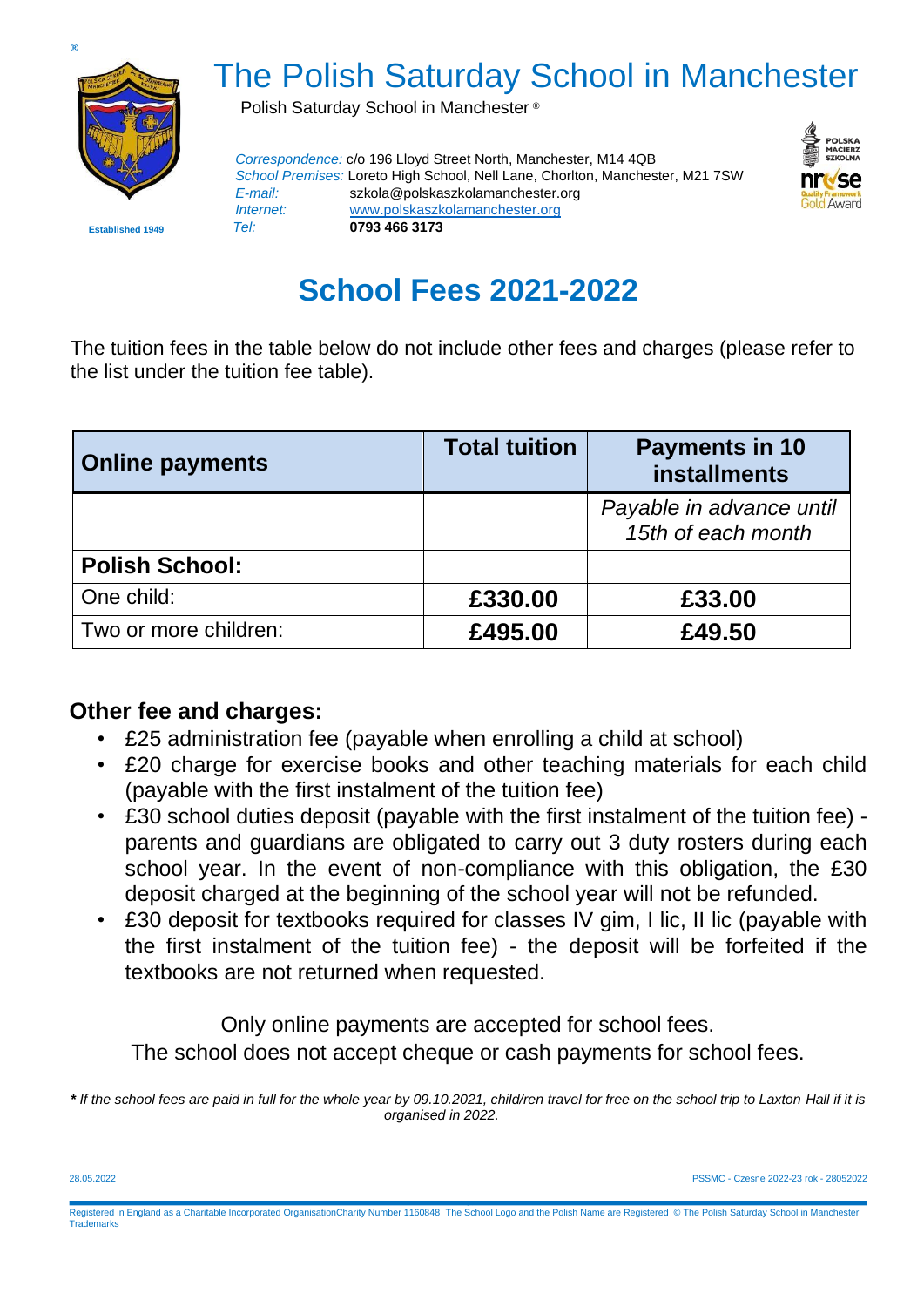# The Polish Saturday School in Manchester

Polish Saturday School in Manchester ®

Established 1949

*Correspondence:* c/o 196 Lloyd Street North, Manchester, M14 4QB
*School Premises:* Loreto High School, Nell Lane, Chorlton, Manchester, M21 7SW
*E-mail:* szkola@polskaszkolamanchester.org
*Internet:* www.polskaszkolamanchester.org
*Tel:* **0793 466 3173**

POLSKA MACIERZ SZKOLNA

nrcse Quality Framework Gold Award

## School Fees 2021-2022

The tuition fees in the table below do not include other fees and charges (please refer to the list under the tuition fee table).

| **Online payments** | **Total tuition** | **Payments in 10 installments** |
|---|---|---|
| | | *Payable in advance until 15th of each month* |
| **Polish School:** | | |
| One child: | **£330.00** | **£33.00** |
| Two or more children: | **£495.00** | **£49.50** |

### Other fee and charges:

- £25 administration fee (payable when enrolling a child at school)
- £20 charge for exercise books and other teaching materials for each child (payable with the first instalment of the tuition fee)
- £30 school duties deposit (payable with the first instalment of the tuition fee) - parents and guardians are obligated to carry out 3 duty rosters during each school year. In the event of non-compliance with this obligation, the £30 deposit charged at the beginning of the school year will not be refunded.
- £30 deposit for textbooks required for classes IV gim, I lic, II lic (payable with the first instalment of the tuition fee) - the deposit will be forfeited if the textbooks are not returned when requested.

Only online payments are accepted for school fees.
The school does not accept cheque or cash payments for school fees.

***** *If the school fees are paid in full for the whole year by 09.10.2021, child/ren travel for free on the school trip to Laxton Hall if it is organised in 2022.*

28.05.2022

PSSMC - Czesne 2022-23 rok - 28052022

Registered in England as a Charitable Incorporated OrganisationCharity Number 1160848 The School Logo and the Polish Name are Registered © The Polish Saturday School in Manchester Trademarks